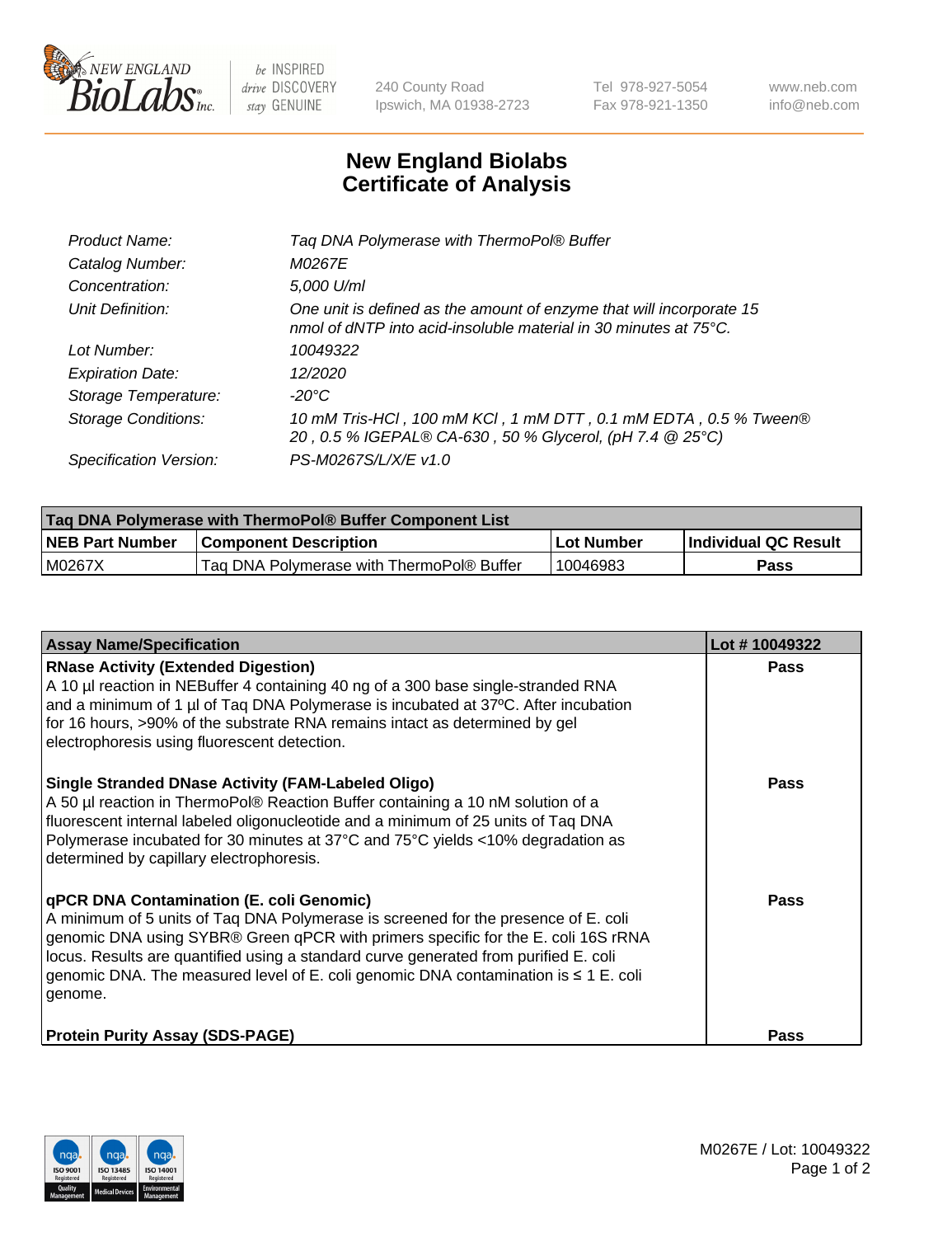# New England Biolabs Certificate of Analysis

| | |
|---|---|
| *Product Name:* | *Taq DNA Polymerase with ThermoPol® Buffer* |
| *Catalog Number:* | *M0267E* |
| *Concentration:* | *5,000 U/ml* |
| *Unit Definition:* | *One unit is defined as the amount of enzyme that will incorporate 15 nmol of dNTP into acid-insoluble material in 30 minutes at 75°C.* |
| *Lot Number:* | *10049322* |
| *Expiration Date:* | *12/2020* |
| *Storage Temperature:* | *-20°C* |
| *Storage Conditions:* | *10 mM Tris-HCl , 100 mM KCl , 1 mM DTT , 0.1 mM EDTA , 0.5 % Tween® 20 , 0.5 % IGEPAL® CA-630 , 50 % Glycerol, (pH 7.4 @ 25°C)* |
| *Specification Version:* | *PS-M0267S/L/X/E v1.0* |

| Taq DNA Polymerase with ThermoPol® Buffer Component List | | | |
|---|---|---|---|
| **NEB Part Number** | **Component Description** | **Lot Number** | **Individual QC Result** |
| M0267X | Taq DNA Polymerase with ThermoPol® Buffer | 10046983 | **Pass** |

| Assay Name/Specification | Lot # 10049322 |
|---|---|
| **RNase Activity (Extended Digestion)** A 10 µl reaction in NEBuffer 4 containing 40 ng of a 300 base single-stranded RNA and a minimum of 1 µl of Taq DNA Polymerase is incubated at 37ºC. After incubation for 16 hours, >90% of the substrate RNA remains intact as determined by gel electrophoresis using fluorescent detection. | **Pass** |
| **Single Stranded DNase Activity (FAM-Labeled Oligo)** A 50 µl reaction in ThermoPol® Reaction Buffer containing a 10 nM solution of a fluorescent internal labeled oligonucleotide and a minimum of 25 units of Taq DNA Polymerase incubated for 30 minutes at 37°C and 75°C yields <10% degradation as determined by capillary electrophoresis. | **Pass** |
| **qPCR DNA Contamination (E. coli Genomic)** A minimum of 5 units of Taq DNA Polymerase is screened for the presence of E. coli genomic DNA using SYBR® Green qPCR with primers specific for the E. coli 16S rRNA locus. Results are quantified using a standard curve generated from purified E. coli genomic DNA. The measured level of E. coli genomic DNA contamination is ≤ 1 E. coli genome. | **Pass** |
| **Protein Purity Assay (SDS-PAGE)** | **Pass** |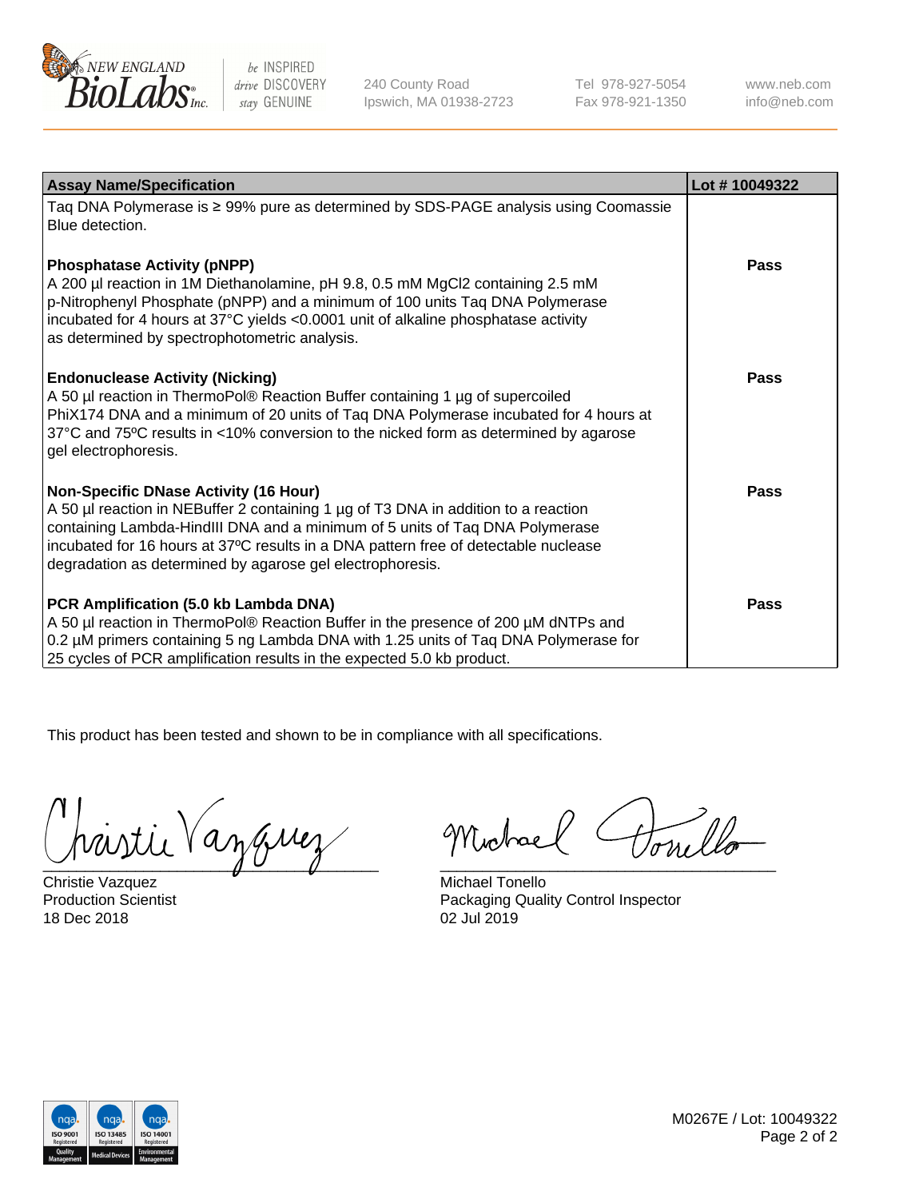240 County Road
Ipswich, MA 01938-2723

Tel 978-927-5054
Fax 978-921-1350

www.neb.com
info@neb.com

| Assay Name/Specification | Lot # 10049322 |
| --- | --- |
| Taq DNA Polymerase is ≥ 99% pure as determined by SDS-PAGE analysis using Coomassie Blue detection. | |
| **Phosphatase Activity (pNPP)**<br>A 200 µl reaction in 1M Diethanolamine, pH 9.8, 0.5 mM MgCl2 containing 2.5 mM p-Nitrophenyl Phosphate (pNPP) and a minimum of 100 units Taq DNA Polymerase incubated for 4 hours at 37°C yields <0.0001 unit of alkaline phosphatase activity as determined by spectrophotometric analysis. | **Pass** |
| **Endonuclease Activity (Nicking)**<br>A 50 µl reaction in ThermoPol® Reaction Buffer containing 1 µg of supercoiled PhiX174 DNA and a minimum of 20 units of Taq DNA Polymerase incubated for 4 hours at 37°C and 75ºC results in <10% conversion to the nicked form as determined by agarose gel electrophoresis. | **Pass** |
| **Non-Specific DNase Activity (16 Hour)**<br>A 50 µl reaction in NEBuffer 2 containing 1 µg of T3 DNA in addition to a reaction containing Lambda-HindIII DNA and a minimum of 5 units of Taq DNA Polymerase incubated for 16 hours at 37ºC results in a DNA pattern free of detectable nuclease degradation as determined by agarose gel electrophoresis. | **Pass** |
| **PCR Amplification (5.0 kb Lambda DNA)**<br>A 50 µl reaction in ThermoPol® Reaction Buffer in the presence of 200 µM dNTPs and 0.2 µM primers containing 5 ng Lambda DNA with 1.25 units of Taq DNA Polymerase for 25 cycles of PCR amplification results in the expected 5.0 kb product. | **Pass** |

This product has been tested and shown to be in compliance with all specifications.

Christie Vazquez
Production Scientist
18 Dec 2018

Michael Tonello
Packaging Quality Control Inspector
02 Jul 2019

M0267E / Lot: 10049322